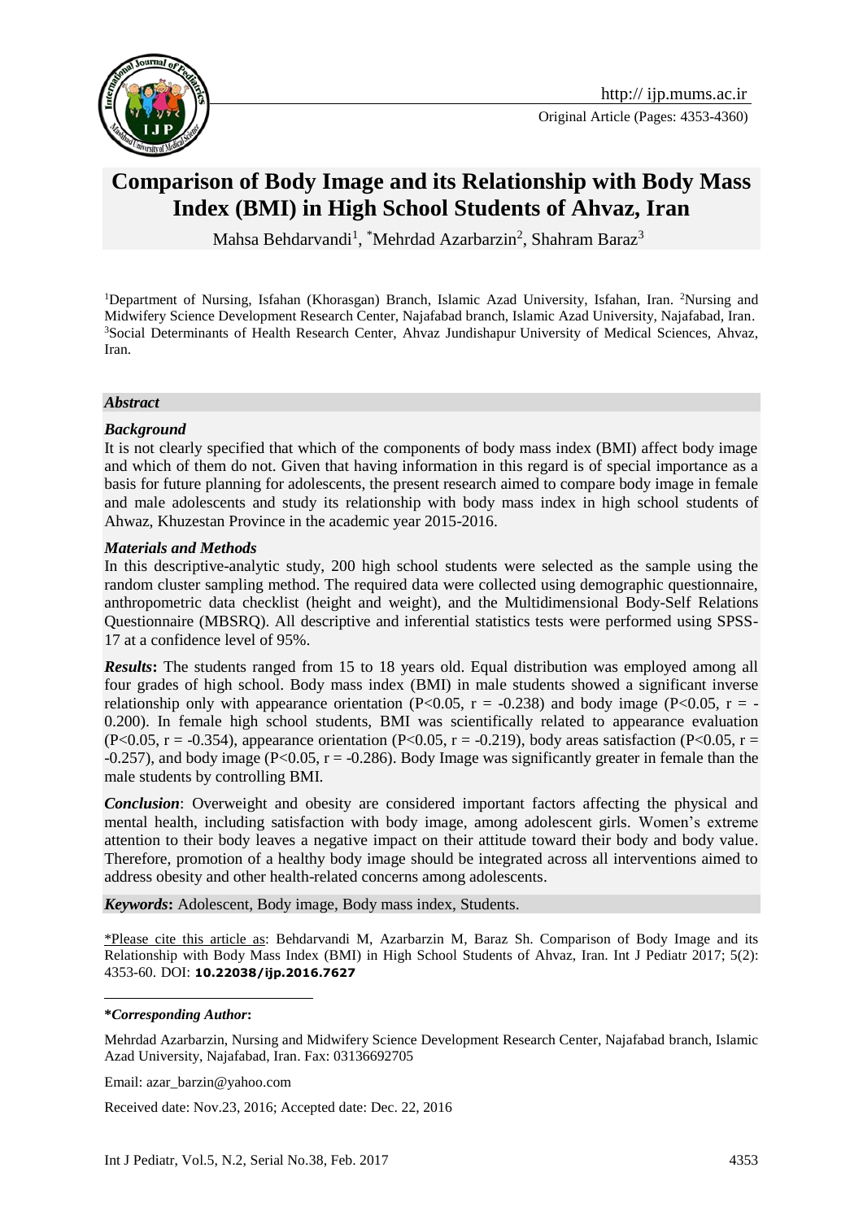http:// ijp.mums.ac.ir

Original Article (Pages: 4353-4360)

# Comparison of Body Image and its Relationship with Body Mass Index (BMI) in High School Students of Ahvaz, Iran

Mahsa Behdarvandi[1], *Mehrdad Azarbarzin[2], Shahram Baraz[3]

[1]Department of Nursing, Isfahan (Khorasgan) Branch, Islamic Azad University, Isfahan, Iran. [2]Nursing and Midwifery Science Development Research Center, Najafabad branch, Islamic Azad University, Najafabad, Iran. [3]Social Determinants of Health Research Center, Ahvaz Jundishapur University of Medical Sciences, Ahvaz, Iran.

### *Abstract*

#### *Background*

It is not clearly specified that which of the components of body mass index (BMI) affect body image and which of them do not. Given that having information in this regard is of special importance as a basis for future planning for adolescents, the present research aimed to compare body image in female and male adolescents and study its relationship with body mass index in high school students of Ahwaz, Khuzestan Province in the academic year 2015-2016.

#### *Materials and Methods*

In this descriptive-analytic study, 200 high school students were selected as the sample using the random cluster sampling method. The required data were collected using demographic questionnaire, anthropometric data checklist (height and weight), and the Multidimensional Body-Self Relations Questionnaire (MBSRQ). All descriptive and inferential statistics tests were performed using SPSS-17 at a confidence level of 95%.

***Results*:** The students ranged from 15 to 18 years old. Equal distribution was employed among all four grades of high school. Body mass index (BMI) in male students showed a significant inverse relationship only with appearance orientation ($P<0.05$, $r = -0.238$) and body image ($P<0.05$, $r = -0.200$). In female high school students, BMI was scientifically related to appearance evaluation ($P<0.05$, $r = -0.354$), appearance orientation ($P<0.05$, $r = -0.219$), body areas satisfaction ($P<0.05$, $r = -0.257$), and body image ($P<0.05$, $r = -0.286$). Body Image was significantly greater in female than the male students by controlling BMI.

***Conclusion***: Overweight and obesity are considered important factors affecting the physical and mental health, including satisfaction with body image, among adolescent girls. Women's extreme attention to their body leaves a negative impact on their attitude toward their body and body value. Therefore, promotion of a healthy body image should be integrated across all interventions aimed to address obesity and other health-related concerns among adolescents.

***Keywords*:** Adolescent, Body image, Body mass index, Students.

*Please cite this article as: Behdarvandi M, Azarbarzin M, Baraz Sh. Comparison of Body Image and its Relationship with Body Mass Index (BMI) in High School Students of Ahvaz, Iran. Int J Pediatr 2017; 5(2): 4353-60. DOI: **10.22038/ijp.2016.7627**

---

***Corresponding Author*:**

Mehrdad Azarbarzin, Nursing and Midwifery Science Development Research Center, Najafabad branch, Islamic Azad University, Najafabad, Iran. Fax: 03136692705

Email: azar_barzin@yahoo.com

Received date: Nov.23, 2016; Accepted date: Dec. 22, 2016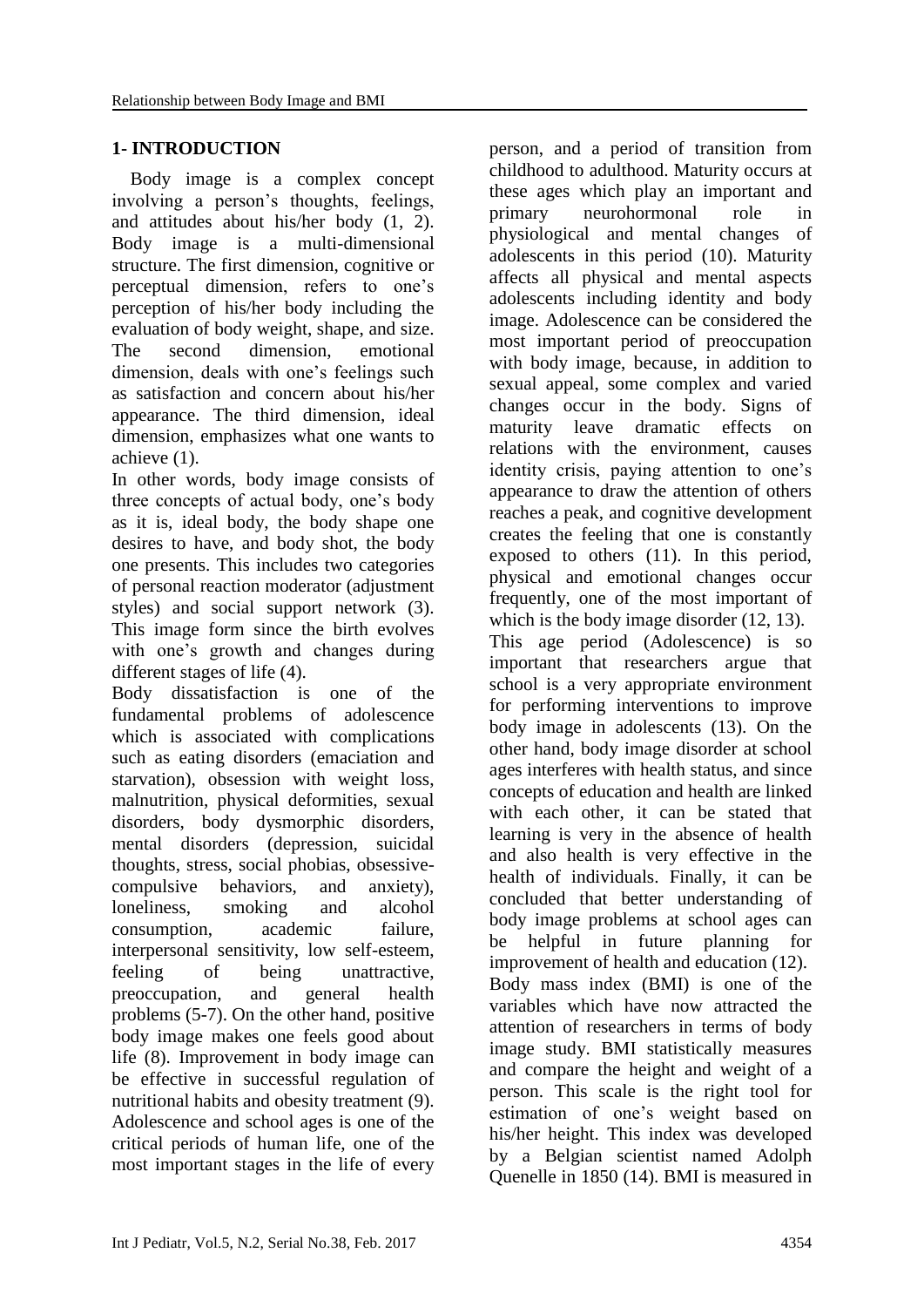## 1- INTRODUCTION

Body image is a complex concept involving a person's thoughts, feelings, and attitudes about his/her body (1, 2). Body image is a multi-dimensional structure. The first dimension, cognitive or perceptual dimension, refers to one's perception of his/her body including the evaluation of body weight, shape, and size. The second dimension, emotional dimension, deals with one's feelings such as satisfaction and concern about his/her appearance. The third dimension, ideal dimension, emphasizes what one wants to achieve (1).

In other words, body image consists of three concepts of actual body, one's body as it is, ideal body, the body shape one desires to have, and body shot, the body one presents. This includes two categories of personal reaction moderator (adjustment styles) and social support network (3). This image form since the birth evolves with one's growth and changes during different stages of life (4).

Body dissatisfaction is one of the fundamental problems of adolescence which is associated with complications such as eating disorders (emaciation and starvation), obsession with weight loss, malnutrition, physical deformities, sexual disorders, body dysmorphic disorders, mental disorders (depression, suicidal thoughts, stress, social phobias, obsessive-compulsive behaviors, and anxiety), loneliness, smoking and alcohol consumption, academic failure, interpersonal sensitivity, low self-esteem, feeling of being unattractive, preoccupation, and general health problems (5-7). On the other hand, positive body image makes one feels good about life (8). Improvement in body image can be effective in successful regulation of nutritional habits and obesity treatment (9).

Adolescence and school ages is one of the critical periods of human life, one of the most important stages in the life of every person, and a period of transition from childhood to adulthood. Maturity occurs at these ages which play an important and primary neurohormonal role in physiological and mental changes of adolescents in this period (10). Maturity affects all physical and mental aspects adolescents including identity and body image. Adolescence can be considered the most important period of preoccupation with body image, because, in addition to sexual appeal, some complex and varied changes occur in the body. Signs of maturity leave dramatic effects on relations with the environment, causes identity crisis, paying attention to one's appearance to draw the attention of others reaches a peak, and cognitive development creates the feeling that one is constantly exposed to others (11). In this period, physical and emotional changes occur frequently, one of the most important of which is the body image disorder (12, 13).

This age period (Adolescence) is so important that researchers argue that school is a very appropriate environment for performing interventions to improve body image in adolescents (13). On the other hand, body image disorder at school ages interferes with health status, and since concepts of education and health are linked with each other, it can be stated that learning is very in the absence of health and also health is very effective in the health of individuals. Finally, it can be concluded that better understanding of body image problems at school ages can be helpful in future planning for improvement of health and education (12).

Body mass index (BMI) is one of the variables which have now attracted the attention of researchers in terms of body image study. BMI statistically measures and compare the height and weight of a person. This scale is the right tool for estimation of one's weight based on his/her height. This index was developed by a Belgian scientist named Adolph Quenelle in 1850 (14). BMI is measured in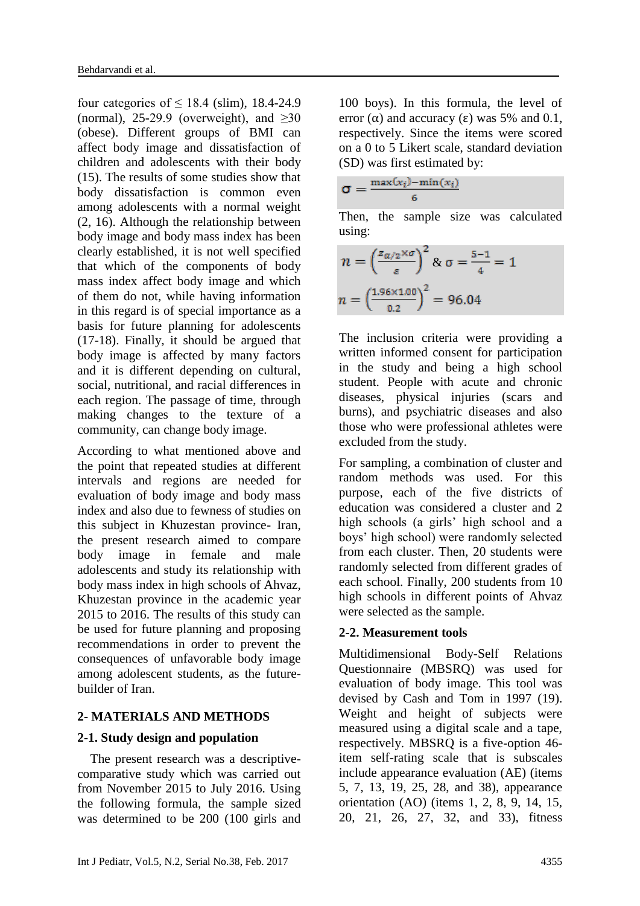four categories of ≤ 18.4 (slim), 18.4-24.9 (normal), 25-29.9 (overweight), and ≥30 (obese). Different groups of BMI can affect body image and dissatisfaction of children and adolescents with their body (15). The results of some studies show that body dissatisfaction is common even among adolescents with a normal weight (2, 16). Although the relationship between body image and body mass index has been clearly established, it is not well specified that which of the components of body mass index affect body image and which of them do not, while having information in this regard is of special importance as a basis for future planning for adolescents (17-18). Finally, it should be argued that body image is affected by many factors and it is different depending on cultural, social, nutritional, and racial differences in each region. The passage of time, through making changes to the texture of a community, can change body image.

According to what mentioned above and the point that repeated studies at different intervals and regions are needed for evaluation of body image and body mass index and also due to fewness of studies on this subject in Khuzestan province- Iran, the present research aimed to compare body image in female and male adolescents and study its relationship with body mass index in high schools of Ahvaz, Khuzestan province in the academic year 2015 to 2016. The results of this study can be used for future planning and proposing recommendations in order to prevent the consequences of unfavorable body image among adolescent students, as the future-builder of Iran.

## 2- MATERIALS AND METHODS

### 2-1. Study design and population

The present research was a descriptive-comparative study which was carried out from November 2015 to July 2016. Using the following formula, the sample sized was determined to be 200 (100 girls and 100 boys). In this formula, the level of error (α) and accuracy (ε) was 5% and 0.1, respectively. Since the items were scored on a 0 to 5 Likert scale, standard deviation (SD) was first estimated by:

$$\sigma = \frac{\max(x_i) - \min(x_i)}{6}$$

Then, the sample size was calculated using:

$$n = \left(\frac{z_{\alpha/2} \times \sigma}{\varepsilon}\right)^2 \ \& \ \sigma = \frac{5-1}{4} = 1$$

$$n = \left(\frac{1.96 \times 1.00}{0.2}\right)^2 = 96.04$$

The inclusion criteria were providing a written informed consent for participation in the study and being a high school student. People with acute and chronic diseases, physical injuries (scars and burns), and psychiatric diseases and also those who were professional athletes were excluded from the study.

For sampling, a combination of cluster and random methods was used. For this purpose, each of the five districts of education was considered a cluster and 2 high schools (a girls' high school and a boys' high school) were randomly selected from each cluster. Then, 20 students were randomly selected from different grades of each school. Finally, 200 students from 10 high schools in different points of Ahvaz were selected as the sample.

### 2-2. Measurement tools

Multidimensional Body-Self Relations Questionnaire (MBSRQ) was used for evaluation of body image. This tool was devised by Cash and Tom in 1997 (19). Weight and height of subjects were measured using a digital scale and a tape, respectively. MBSRQ is a five-option 46-item self-rating scale that is subscales include appearance evaluation (AE) (items 5, 7, 13, 19, 25, 28, and 38), appearance orientation (AO) (items 1, 2, 8, 9, 14, 15, 20, 21, 26, 27, 32, and 33), fitness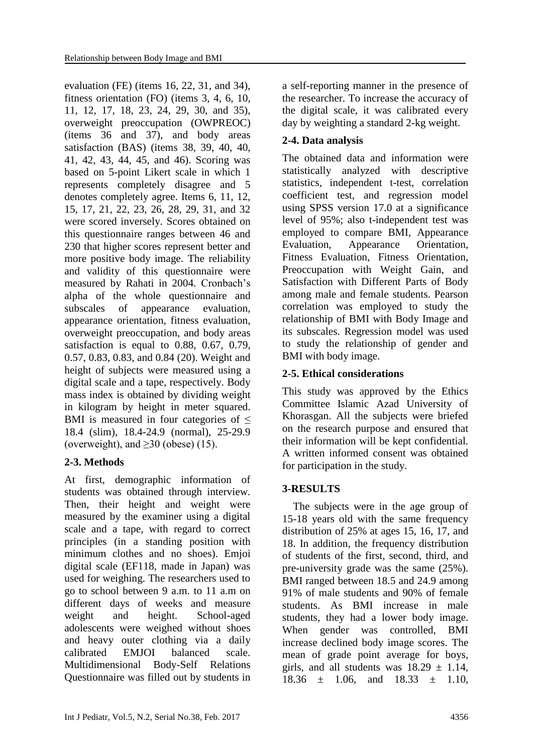evaluation (FE) (items 16, 22, 31, and 34), fitness orientation (FO) (items 3, 4, 6, 10, 11, 12, 17, 18, 23, 24, 29, 30, and 35), overweight preoccupation (OWPREOC) (items 36 and 37), and body areas satisfaction (BAS) (items 38, 39, 40, 40, 41, 42, 43, 44, 45, and 46). Scoring was based on 5-point Likert scale in which 1 represents completely disagree and 5 denotes completely agree. Items 6, 11, 12, 15, 17, 21, 22, 23, 26, 28, 29, 31, and 32 were scored inversely. Scores obtained on this questionnaire ranges between 46 and 230 that higher scores represent better and more positive body image. The reliability and validity of this questionnaire were measured by Rahati in 2004. Cronbach's alpha of the whole questionnaire and subscales of appearance evaluation, appearance orientation, fitness evaluation, overweight preoccupation, and body areas satisfaction is equal to 0.88, 0.67, 0.79, 0.57, 0.83, 0.83, and 0.84 (20). Weight and height of subjects were measured using a digital scale and a tape, respectively. Body mass index is obtained by dividing weight in kilogram by height in meter squared. BMI is measured in four categories of $\leq$ 18.4 (slim), 18.4-24.9 (normal), 25-29.9 (overweight), and $\geq$30 (obese) (15).

## 2-3. Methods

At first, demographic information of students was obtained through interview. Then, their height and weight were measured by the examiner using a digital scale and a tape, with regard to correct principles (in a standing position with minimum clothes and no shoes). Emjoi digital scale (EF118, made in Japan) was used for weighing. The researchers used to go to school between 9 a.m. to 11 a.m on different days of weeks and measure weight and height. School-aged adolescents were weighed without shoes and heavy outer clothing via a daily calibrated EMJOI balanced scale. Multidimensional Body-Self Relations Questionnaire was filled out by students in a self-reporting manner in the presence of the researcher. To increase the accuracy of the digital scale, it was calibrated every day by weighting a standard 2-kg weight.

## 2-4. Data analysis

The obtained data and information were statistically analyzed with descriptive statistics, independent t-test, correlation coefficient test, and regression model using SPSS version 17.0 at a significance level of 95%; also t-independent test was employed to compare BMI, Appearance Evaluation, Appearance Orientation, Fitness Evaluation, Fitness Orientation, Preoccupation with Weight Gain, and Satisfaction with Different Parts of Body among male and female students. Pearson correlation was employed to study the relationship of BMI with Body Image and its subscales. Regression model was used to study the relationship of gender and BMI with body image.

## 2-5. Ethical considerations

This study was approved by the Ethics Committee Islamic Azad University of Khorasgan. All the subjects were briefed on the research purpose and ensured that their information will be kept confidential. A written informed consent was obtained for participation in the study.

# 3-RESULTS

The subjects were in the age group of 15-18 years old with the same frequency distribution of 25% at ages 15, 16, 17, and 18. In addition, the frequency distribution of students of the first, second, third, and pre-university grade was the same (25%). BMI ranged between 18.5 and 24.9 among 91% of male students and 90% of female students. As BMI increase in male students, they had a lower body image. When gender was controlled, BMI increase declined body image scores. The mean of grade point average for boys, girls, and all students was $18.29 \pm 1.14$, $18.36 \pm 1.06$, and $18.33 \pm 1.10$,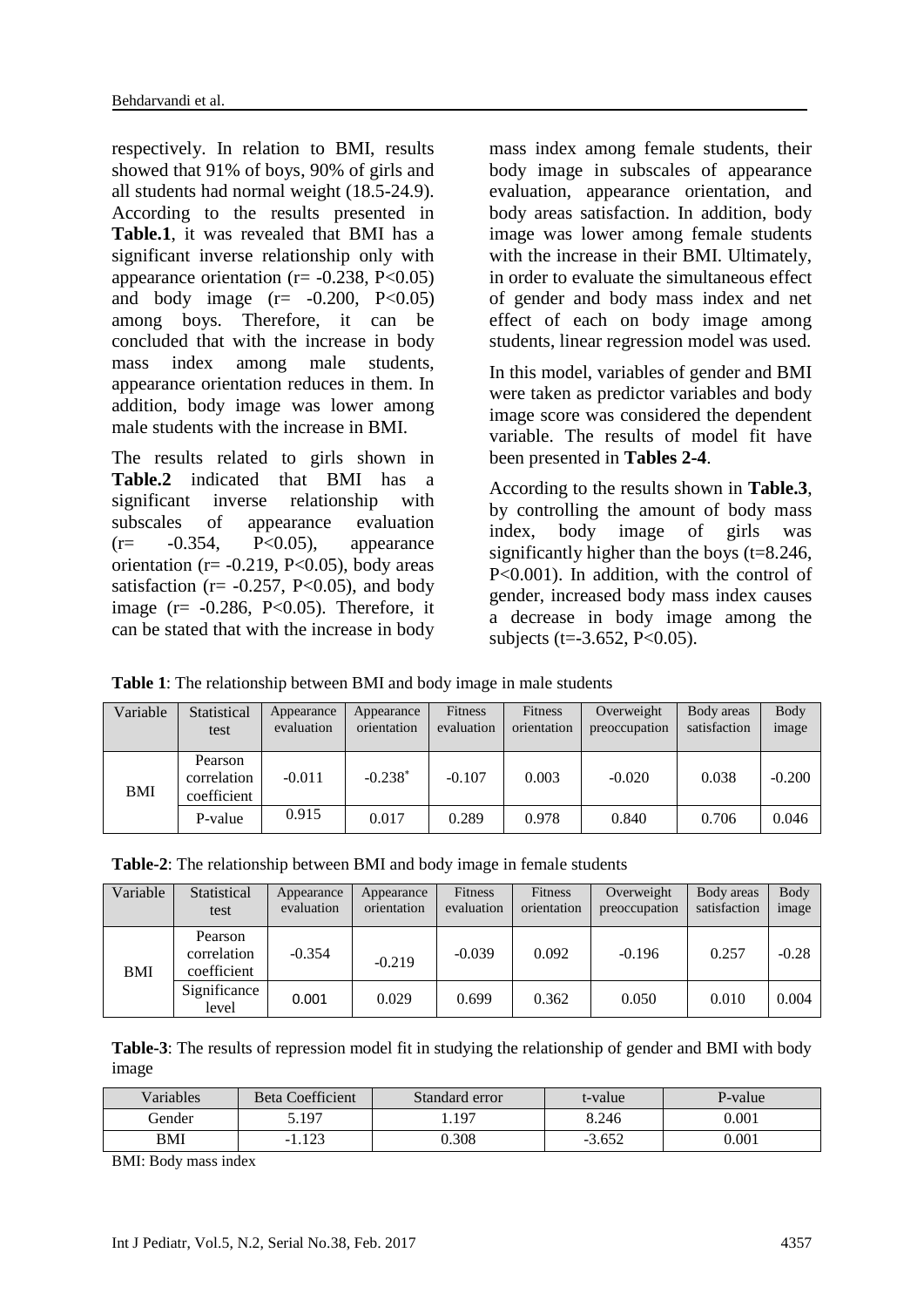respectively. In relation to BMI, results showed that 91% of boys, 90% of girls and all students had normal weight (18.5-24.9). According to the results presented in **Table.1**, it was revealed that BMI has a significant inverse relationship only with appearance orientation (r= -0.238, P<0.05) and body image (r= -0.200, P<0.05) among boys. Therefore, it can be concluded that with the increase in body mass index among male students, appearance orientation reduces in them. In addition, body image was lower among male students with the increase in BMI.

The results related to girls shown in **Table.2** indicated that BMI has a significant inverse relationship with subscales of appearance evaluation (r= -0.354, P<0.05), appearance orientation (r= -0.219, P<0.05), body areas satisfaction (r= -0.257, P<0.05), and body image (r= -0.286, P<0.05). Therefore, it can be stated that with the increase in body mass index among female students, their body image in subscales of appearance evaluation, appearance orientation, and body areas satisfaction. In addition, body image was lower among female students with the increase in their BMI. Ultimately, in order to evaluate the simultaneous effect of gender and body mass index and net effect of each on body image among students, linear regression model was used.

In this model, variables of gender and BMI were taken as predictor variables and body image score was considered the dependent variable. The results of model fit have been presented in **Tables 2-4**.

According to the results shown in **Table.3**, by controlling the amount of body mass index, body image of girls was significantly higher than the boys (t=8.246, P<0.001). In addition, with the control of gender, increased body mass index causes a decrease in body image among the subjects (t=-3.652, P<0.05).

**Table 1**: The relationship between BMI and body image in male students

| Variable | Statistical test | Appearance evaluation | Appearance orientation | Fitness evaluation | Fitness orientation | Overweight preoccupation | Body areas satisfaction | Body image |
|---|---|---|---|---|---|---|---|---|
| BMI | Pearson correlation coefficient | -0.011 | -0.238* | -0.107 | 0.003 | -0.020 | 0.038 | -0.200 |
| | P-value | 0.915 | 0.017 | 0.289 | 0.978 | 0.840 | 0.706 | 0.046 |

**Table-2**: The relationship between BMI and body image in female students

| Variable | Statistical test | Appearance evaluation | Appearance orientation | Fitness evaluation | Fitness orientation | Overweight preoccupation | Body areas satisfaction | Body image |
|---|---|---|---|---|---|---|---|---|
| BMI | Pearson correlation coefficient | -0.354 | -0.219 | -0.039 | 0.092 | -0.196 | 0.257 | -0.28 |
| | Significance level | 0.001 | 0.029 | 0.699 | 0.362 | 0.050 | 0.010 | 0.004 |

**Table-3**: The results of repression model fit in studying the relationship of gender and BMI with body image

| Variables | Beta Coefficient | Standard error | t-value | P-value |
|---|---|---|---|---|
| Gender | 5.197 | 1.197 | 8.246 | 0.001 |
| BMI | -1.123 | 0.308 | -3.652 | 0.001 |

BMI: Body mass index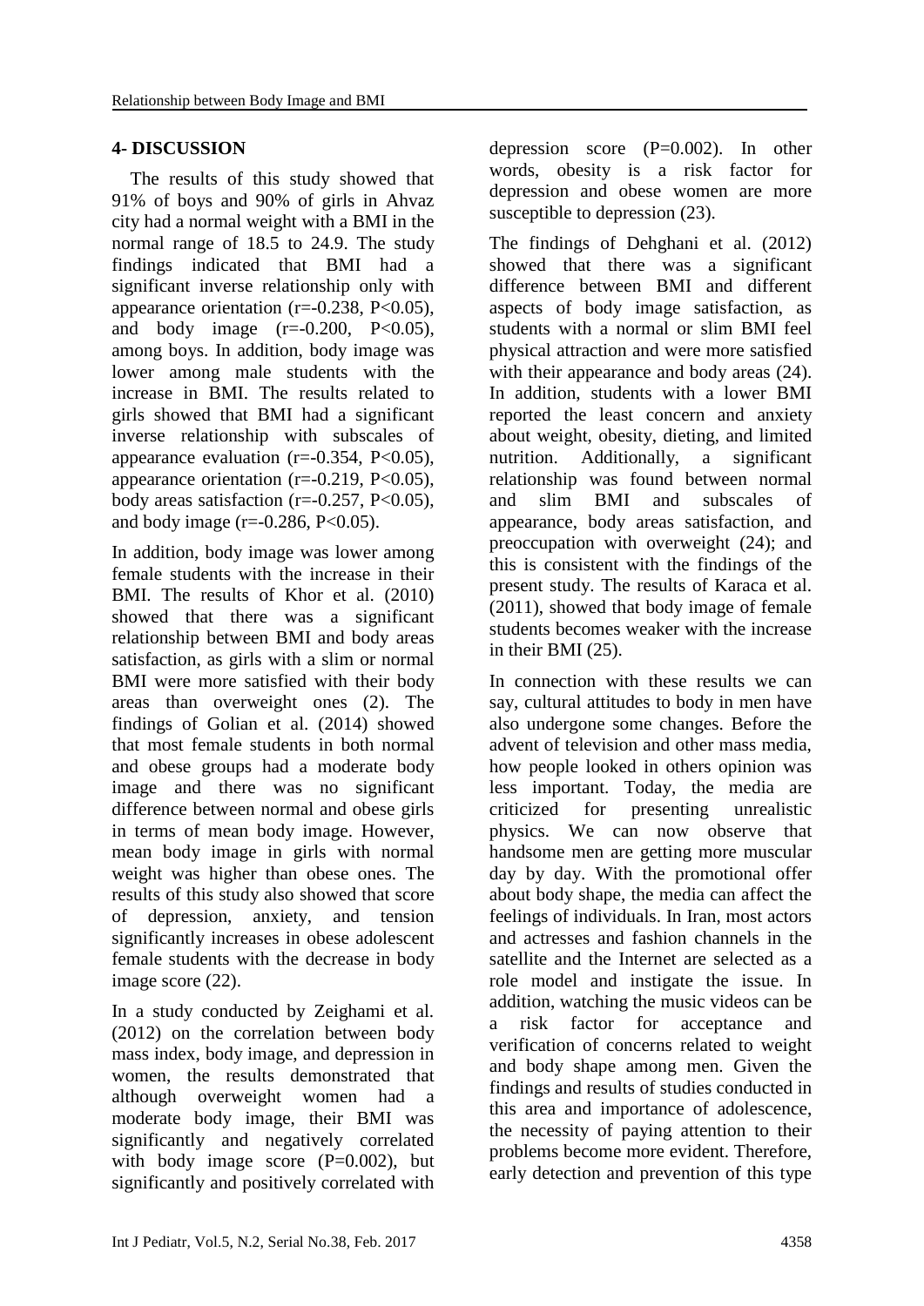## 4- DISCUSSION

The results of this study showed that 91% of boys and 90% of girls in Ahvaz city had a normal weight with a BMI in the normal range of 18.5 to 24.9. The study findings indicated that BMI had a significant inverse relationship only with appearance orientation ($r=-0.238$, $P<0.05$), and body image ($r=-0.200$, $P<0.05$), among boys. In addition, body image was lower among male students with the increase in BMI. The results related to girls showed that BMI had a significant inverse relationship with subscales of appearance evaluation ($r=-0.354$, $P<0.05$), appearance orientation ($r=-0.219$, $P<0.05$), body areas satisfaction ($r=-0.257$, $P<0.05$), and body image ($r=-0.286$, $P<0.05$).

In addition, body image was lower among female students with the increase in their BMI. The results of Khor et al. (2010) showed that there was a significant relationship between BMI and body areas satisfaction, as girls with a slim or normal BMI were more satisfied with their body areas than overweight ones (2). The findings of Golian et al. (2014) showed that most female students in both normal and obese groups had a moderate body image and there was no significant difference between normal and obese girls in terms of mean body image. However, mean body image in girls with normal weight was higher than obese ones. The results of this study also showed that score of depression, anxiety, and tension significantly increases in obese adolescent female students with the decrease in body image score (22).

In a study conducted by Zeighami et al. (2012) on the correlation between body mass index, body image, and depression in women, the results demonstrated that although overweight women had a moderate body image, their BMI was significantly and negatively correlated with body image score ($P=0.002$), but significantly and positively correlated with depression score ($P=0.002$). In other words, obesity is a risk factor for depression and obese women are more susceptible to depression (23).

The findings of Dehghani et al. (2012) showed that there was a significant difference between BMI and different aspects of body image satisfaction, as students with a normal or slim BMI feel physical attraction and were more satisfied with their appearance and body areas (24). In addition, students with a lower BMI reported the least concern and anxiety about weight, obesity, dieting, and limited nutrition. Additionally, a significant relationship was found between normal and slim BMI and subscales of appearance, body areas satisfaction, and preoccupation with overweight (24); and this is consistent with the findings of the present study. The results of Karaca et al. (2011), showed that body image of female students becomes weaker with the increase in their BMI (25).

In connection with these results we can say, cultural attitudes to body in men have also undergone some changes. Before the advent of television and other mass media, how people looked in others opinion was less important. Today, the media are criticized for presenting unrealistic physics. We can now observe that handsome men are getting more muscular day by day. With the promotional offer about body shape, the media can affect the feelings of individuals. In Iran, most actors and actresses and fashion channels in the satellite and the Internet are selected as a role model and instigate the issue. In addition, watching the music videos can be a risk factor for acceptance and verification of concerns related to weight and body shape among men. Given the findings and results of studies conducted in this area and importance of adolescence, the necessity of paying attention to their problems become more evident. Therefore, early detection and prevention of this type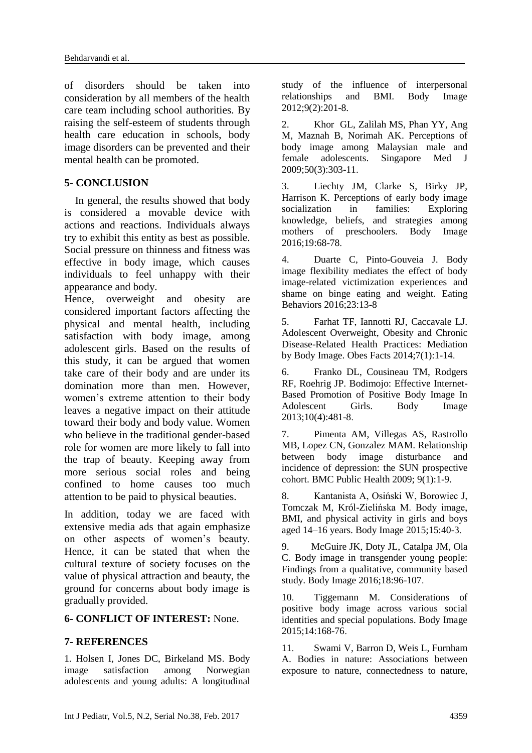of disorders should be taken into consideration by all members of the health care team including school authorities. By raising the self-esteem of students through health care education in schools, body image disorders can be prevented and their mental health can be promoted.

## 5- CONCLUSION

In general, the results showed that body is considered a movable device with actions and reactions. Individuals always try to exhibit this entity as best as possible. Social pressure on thinness and fitness was effective in body image, which causes individuals to feel unhappy with their appearance and body.

Hence, overweight and obesity are considered important factors affecting the physical and mental health, including satisfaction with body image, among adolescent girls. Based on the results of this study, it can be argued that women take care of their body and are under its domination more than men. However, women's extreme attention to their body leaves a negative impact on their attitude toward their body and body value. Women who believe in the traditional gender-based role for women are more likely to fall into the trap of beauty. Keeping away from more serious social roles and being confined to home causes too much attention to be paid to physical beauties.

In addition, today we are faced with extensive media ads that again emphasize on other aspects of women's beauty. Hence, it can be stated that when the cultural texture of society focuses on the value of physical attraction and beauty, the ground for concerns about body image is gradually provided.

## 6- CONFLICT OF INTEREST: None.

## 7- REFERENCES

1. Holsen I, Jones DC, Birkeland MS. Body image satisfaction among Norwegian adolescents and young adults: A longitudinal study of the influence of interpersonal relationships and BMI. Body Image 2012;9(2):201-8.

2. Khor GL, Zalilah MS, Phan YY, Ang M, Maznah B, Norimah AK. Perceptions of body image among Malaysian male and female adolescents. Singapore Med J 2009;50(3):303-11.

3. Liechty JM, Clarke S, Birky JP, Harrison K. Perceptions of early body image socialization in families: Exploring knowledge, beliefs, and strategies among mothers of preschoolers. Body Image 2016;19:68-78.

4. Duarte C, Pinto-Gouveia J. Body image flexibility mediates the effect of body image-related victimization experiences and shame on binge eating and weight. Eating Behaviors 2016;23:13-8

5. Farhat TF, Iannotti RJ, Caccavale LJ. Adolescent Overweight, Obesity and Chronic Disease-Related Health Practices: Mediation by Body Image. Obes Facts 2014;7(1):1-14.

6. Franko DL, Cousineau TM, Rodgers RF, Roehrig JP. Bodimojo: Effective Internet-Based Promotion of Positive Body Image In Adolescent Girls. Body Image 2013;10(4):481-8.

7. Pimenta AM, Villegas AS, Rastrollo MB, Lopez CN, Gonzalez MAM. Relationship between body image disturbance and incidence of depression: the SUN prospective cohort. BMC Public Health 2009; 9(1):1-9.

8. Kantanista A, Osiński W, Borowiec J, Tomczak M, Król-Zielińska M. Body image, BMI, and physical activity in girls and boys aged 14–16 years. Body Image 2015;15:40-3.

9. McGuire JK, Doty JL, Catalpa JM, Ola C. Body image in transgender young people: Findings from a qualitative, community based study. Body Image 2016;18:96-107.

10. Tiggemann M. Considerations of positive body image across various social identities and special populations. Body Image 2015;14:168-76.

11. Swami V, Barron D, Weis L, Furnham A. Bodies in nature: Associations between exposure to nature, connectedness to nature,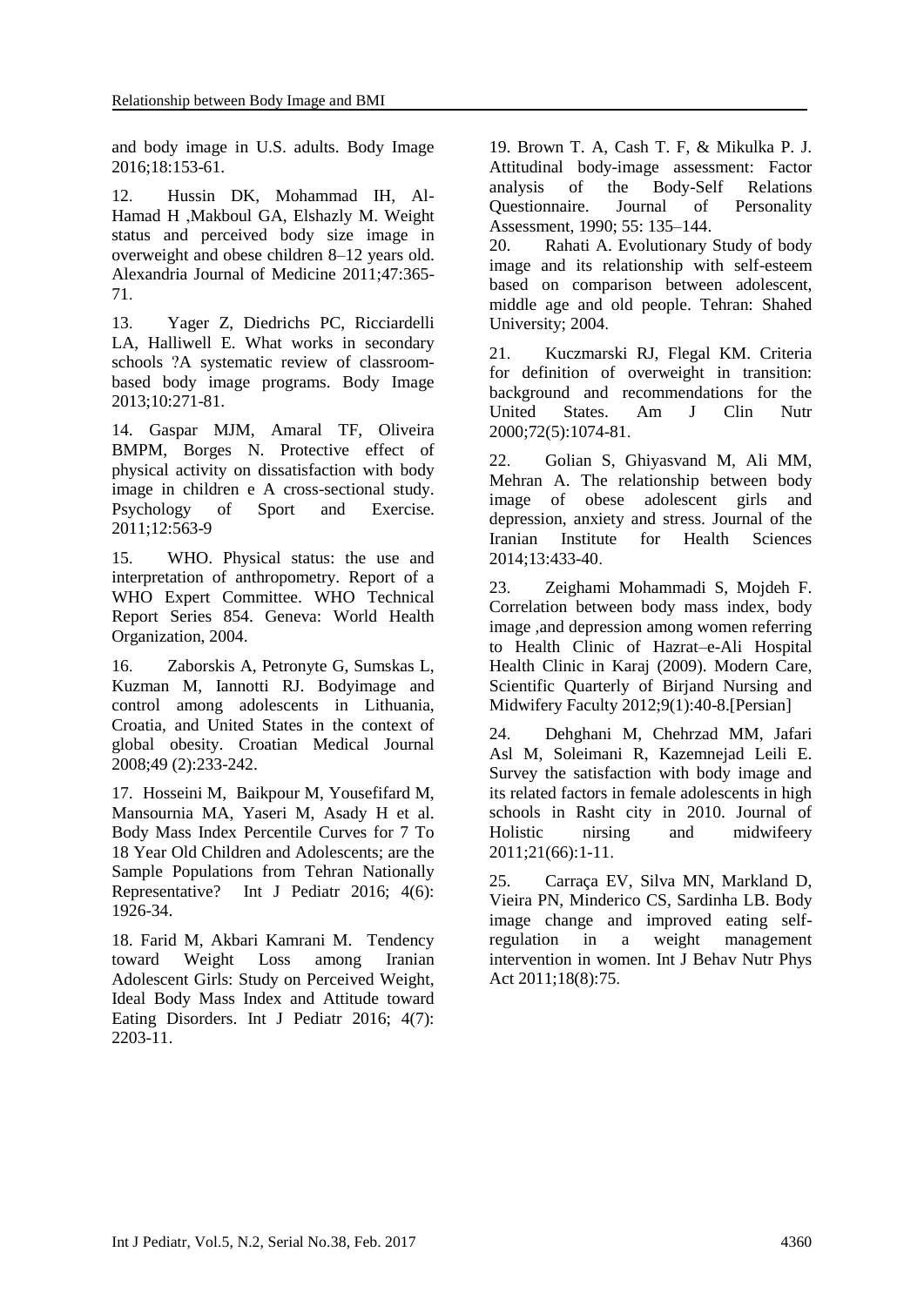and body image in U.S. adults. Body Image 2016;18:153-61.

12. Hussin DK, Mohammad IH, Al-Hamad H ,Makboul GA, Elshazly M. Weight status and perceived body size image in overweight and obese children 8–12 years old. Alexandria Journal of Medicine 2011;47:365-71.

13. Yager Z, Diedrichs PC, Ricciardelli LA, Halliwell E. What works in secondary schools ?A systematic review of classroom-based body image programs. Body Image 2013;10:271-81.

14. Gaspar MJM, Amaral TF, Oliveira BMPM, Borges N. Protective effect of physical activity on dissatisfaction with body image in children e A cross-sectional study. Psychology of Sport and Exercise. 2011;12:563-9

15. WHO. Physical status: the use and interpretation of anthropometry. Report of a WHO Expert Committee. WHO Technical Report Series 854. Geneva: World Health Organization, 2004.

16. Zaborskis A, Petronyte G, Sumskas L, Kuzman M, Iannotti RJ. Bodyimage and control among adolescents in Lithuania, Croatia, and United States in the context of global obesity. Croatian Medical Journal 2008;49 (2):233-242.

17. Hosseini M, Baikpour M, Yousefifard M, Mansournia MA, Yaseri M, Asady H et al. Body Mass Index Percentile Curves for 7 To 18 Year Old Children and Adolescents; are the Sample Populations from Tehran Nationally Representative? Int J Pediatr 2016; 4(6): 1926-34.

18. Farid M, Akbari Kamrani M. Tendency toward Weight Loss among Iranian Adolescent Girls: Study on Perceived Weight, Ideal Body Mass Index and Attitude toward Eating Disorders. Int J Pediatr 2016; 4(7): 2203-11.

19. Brown T. A, Cash T. F, & Mikulka P. J. Attitudinal body-image assessment: Factor analysis of the Body-Self Relations Questionnaire. Journal of Personality Assessment, 1990; 55: 135–144.

20. Rahati A. Evolutionary Study of body image and its relationship with self-esteem based on comparison between adolescent, middle age and old people. Tehran: Shahed University; 2004.

21. Kuczmarski RJ, Flegal KM. Criteria for definition of overweight in transition: background and recommendations for the United States. Am J Clin Nutr 2000;72(5):1074-81.

22. Golian S, Ghiyasvand M, Ali MM, Mehran A. The relationship between body image of obese adolescent girls and depression, anxiety and stress. Journal of the Iranian Institute for Health Sciences 2014;13:433-40.

23. Zeighami Mohammadi S, Mojdeh F. Correlation between body mass index, body image ,and depression among women referring to Health Clinic of Hazrat–e-Ali Hospital Health Clinic in Karaj (2009). Modern Care, Scientific Quarterly of Birjand Nursing and Midwifery Faculty 2012;9(1):40-8.[Persian]

24. Dehghani M, Chehrzad MM, Jafari Asl M, Soleimani R, Kazemnejad Leili E. Survey the satisfaction with body image and its related factors in female adolescents in high schools in Rasht city in 2010. Journal of Holistic nirsing and midwifeery 2011;21(66):1-11.

25. Carraça EV, Silva MN, Markland D, Vieira PN, Minderico CS, Sardinha LB. Body image change and improved eating self-regulation in a weight management intervention in women. Int J Behav Nutr Phys Act 2011;18(8):75.